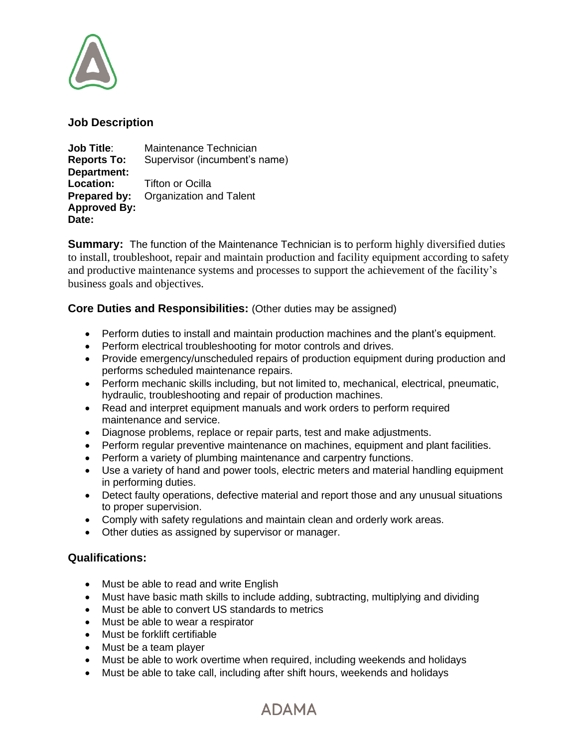## Job Description

**Job Title**: Maintenance Technician
**Reports To:** Supervisor (incumbent's name)
**Department:**
**Location:** Tifton or Ocilla
**Prepared by:** Organization and Talent
**Approved By:**
**Date:**

**Summary:** The function of the Maintenance Technician is to perform highly diversified duties to install, troubleshoot, repair and maintain production and facility equipment according to safety and productive maintenance systems and processes to support the achievement of the facility's business goals and objectives.

### Core Duties and Responsibilities: (Other duties may be assigned)

- Perform duties to install and maintain production machines and the plant's equipment.
- Perform electrical troubleshooting for motor controls and drives.
- Provide emergency/unscheduled repairs of production equipment during production and performs scheduled maintenance repairs.
- Perform mechanic skills including, but not limited to, mechanical, electrical, pneumatic, hydraulic, troubleshooting and repair of production machines.
- Read and interpret equipment manuals and work orders to perform required maintenance and service.
- Diagnose problems, replace or repair parts, test and make adjustments.
- Perform regular preventive maintenance on machines, equipment and plant facilities.
- Perform a variety of plumbing maintenance and carpentry functions.
- Use a variety of hand and power tools, electric meters and material handling equipment in performing duties.
- Detect faulty operations, defective material and report those and any unusual situations to proper supervision.
- Comply with safety regulations and maintain clean and orderly work areas.
- Other duties as assigned by supervisor or manager.

### Qualifications:

- Must be able to read and write English
- Must have basic math skills to include adding, subtracting, multiplying and dividing
- Must be able to convert US standards to metrics
- Must be able to wear a respirator
- Must be forklift certifiable
- Must be a team player
- Must be able to work overtime when required, including weekends and holidays
- Must be able to take call, including after shift hours, weekends and holidays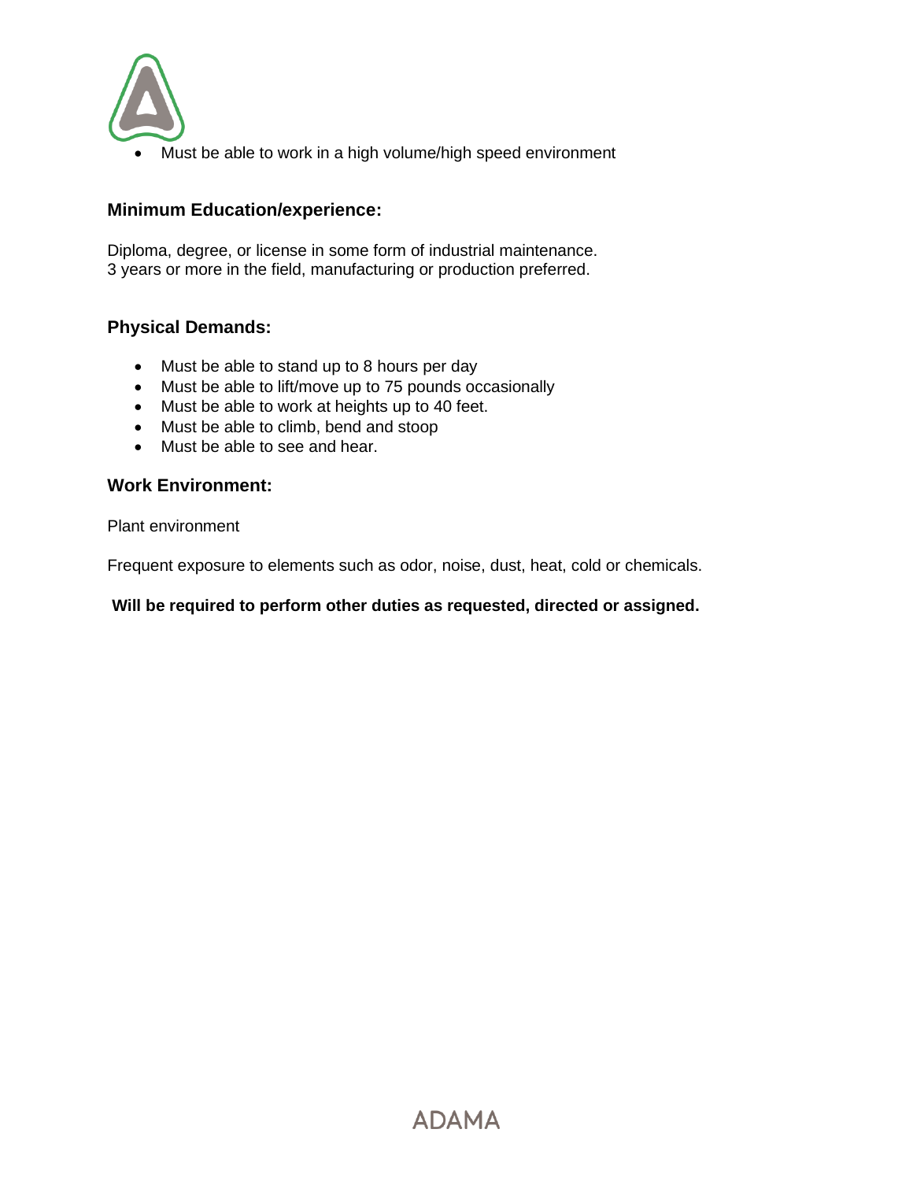- Must be able to work in a high volume/high speed environment

### Minimum Education/experience:

Diploma, degree, or license in some form of industrial maintenance.
3 years or more in the field, manufacturing or production preferred.

### Physical Demands:

- Must be able to stand up to 8 hours per day
- Must be able to lift/move up to 75 pounds occasionally
- Must be able to work at heights up to 40 feet.
- Must be able to climb, bend and stoop
- Must be able to see and hear.

### Work Environment:

Plant environment

Frequent exposure to elements such as odor, noise, dust, heat, cold or chemicals.

**Will be required to perform other duties as requested, directed or assigned.**